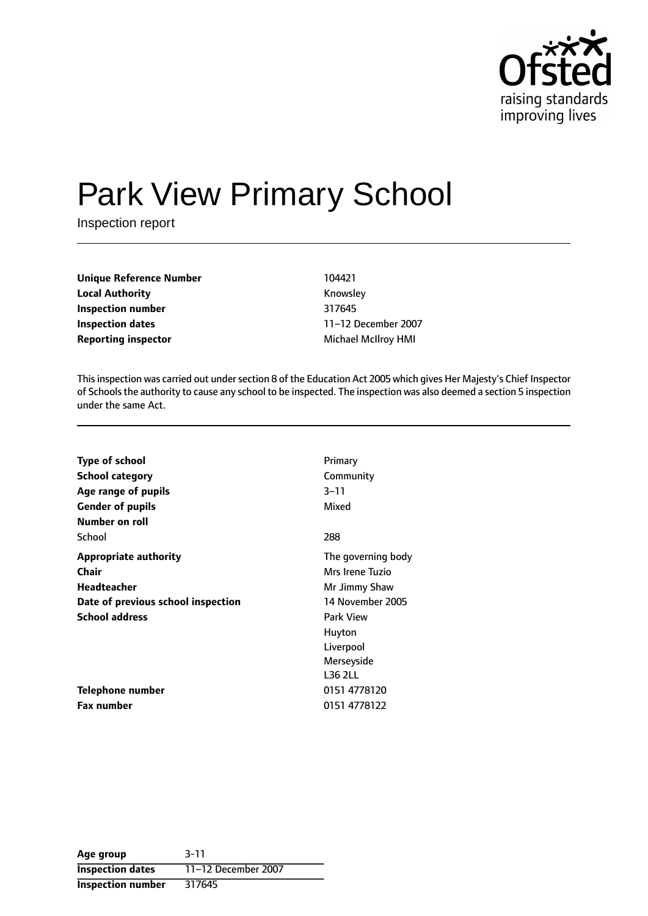# Park View Primary School

Inspection report

| | |
|---|---|
| **Unique Reference Number** | 104421 |
| **Local Authority** | Knowsley |
| **Inspection number** | 317645 |
| **Inspection dates** | 11–12 December 2007 |
| **Reporting inspector** | Michael McIlroy HMI |

This inspection was carried out under section 8 of the Education Act 2005 which gives Her Majesty's Chief Inspector of Schools the authority to cause any school to be inspected. The inspection was also deemed a section 5 inspection under the same Act.

| | |
|---|---|
| **Type of school** | Primary |
| **School category** | Community |
| **Age range of pupils** | 3–11 |
| **Gender of pupils** | Mixed |
| **Number on roll** | |
| School | 288 |
| **Appropriate authority** | The governing body |
| **Chair** | Mrs Irene Tuzio |
| **Headteacher** | Mr Jimmy Shaw |
| **Date of previous school inspection** | 14 November 2005 |
| **School address** | Park View<br>Huyton<br>Liverpool<br>Merseyside<br>L36 2LL |
| **Telephone number** | 0151 4778120 |
| **Fax number** | 0151 4778122 |

| | |
|---|---|
| **Age group** | 3-11 |
| **Inspection dates** | 11–12 December 2007 |
| **Inspection number** | 317645 |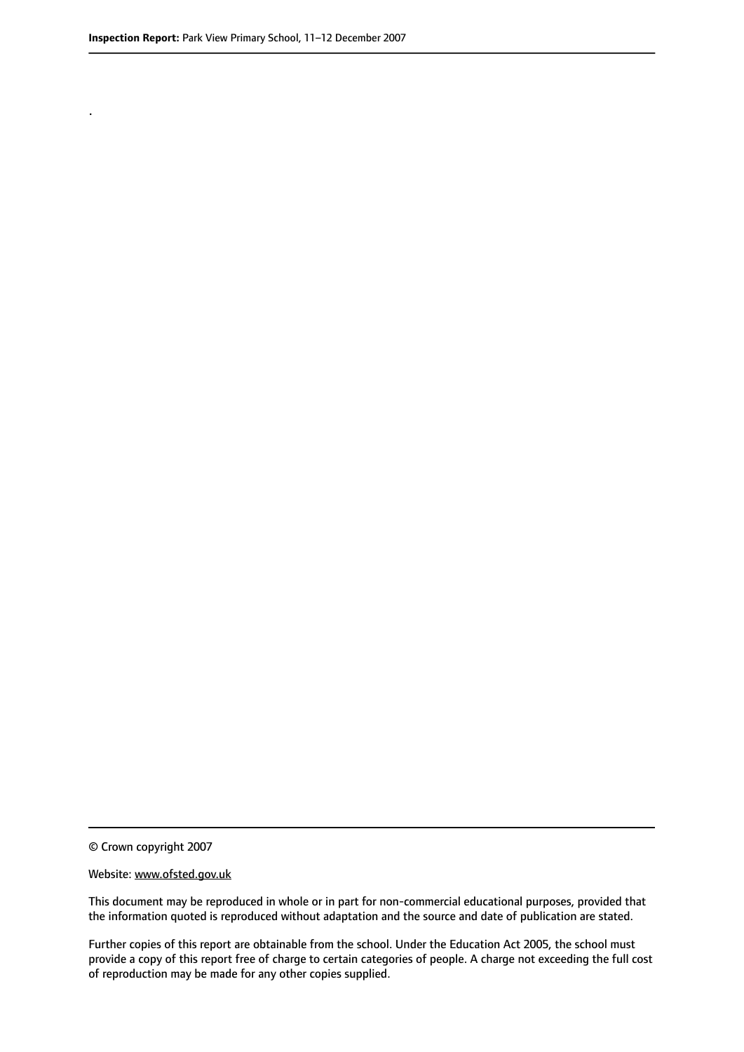.

© Crown copyright 2007

Website: www.ofsted.gov.uk

This document may be reproduced in whole or in part for non-commercial educational purposes, provided that the information quoted is reproduced without adaptation and the source and date of publication are stated.

Further copies of this report are obtainable from the school. Under the Education Act 2005, the school must provide a copy of this report free of charge to certain categories of people. A charge not exceeding the full cost of reproduction may be made for any other copies supplied.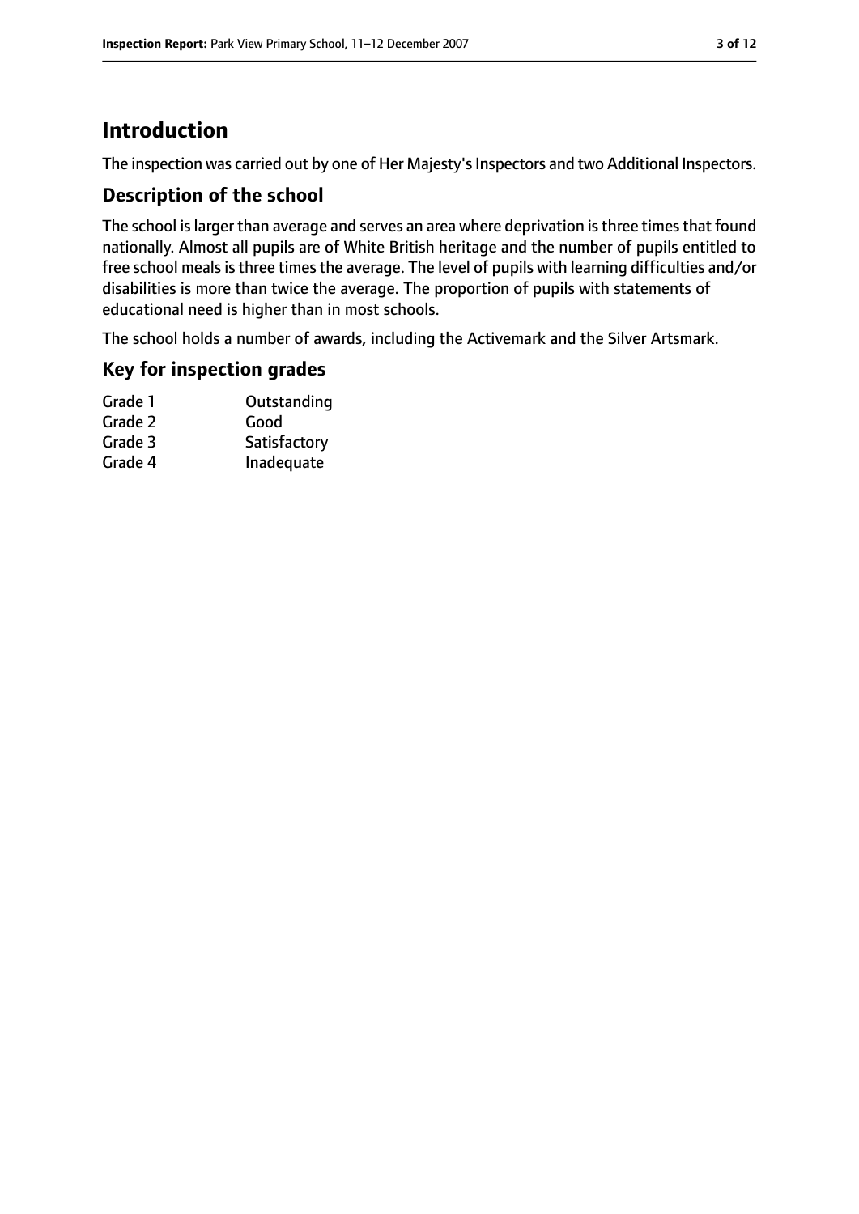# Introduction

The inspection was carried out by one of Her Majesty's Inspectors and two Additional Inspectors.

## Description of the school

The school is larger than average and serves an area where deprivation is three times that found nationally. Almost all pupils are of White British heritage and the number of pupils entitled to free school meals is three times the average. The level of pupils with learning difficulties and/or disabilities is more than twice the average. The proportion of pupils with statements of educational need is higher than in most schools.

The school holds a number of awards, including the Activemark and the Silver Artsmark.

## Key for inspection grades

| | |
|---|---|
| Grade 1 | Outstanding |
| Grade 2 | Good |
| Grade 3 | Satisfactory |
| Grade 4 | Inadequate |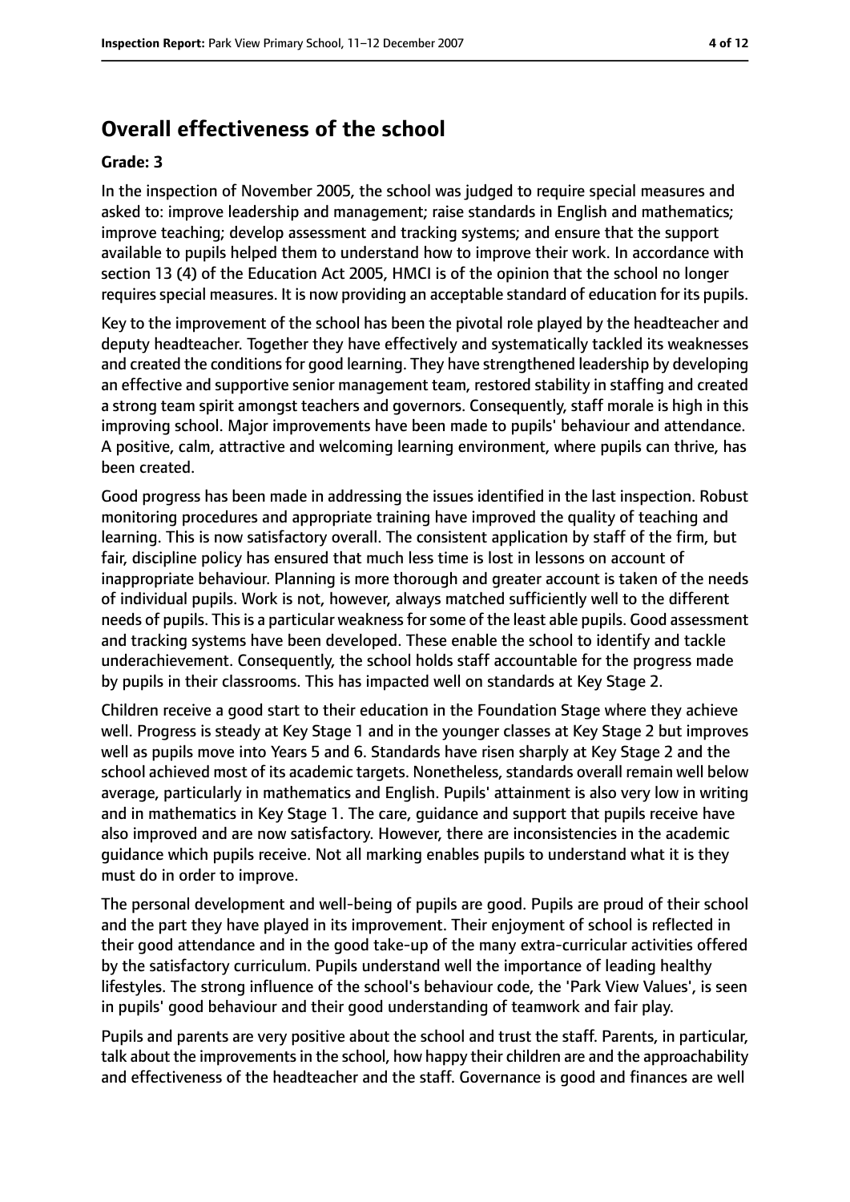# Overall effectiveness of the school

**Grade: 3**

In the inspection of November 2005, the school was judged to require special measures and asked to: improve leadership and management; raise standards in English and mathematics; improve teaching; develop assessment and tracking systems; and ensure that the support available to pupils helped them to understand how to improve their work. In accordance with section 13 (4) of the Education Act 2005, HMCI is of the opinion that the school no longer requires special measures. It is now providing an acceptable standard of education for its pupils.

Key to the improvement of the school has been the pivotal role played by the headteacher and deputy headteacher. Together they have effectively and systematically tackled its weaknesses and created the conditions for good learning. They have strengthened leadership by developing an effective and supportive senior management team, restored stability in staffing and created a strong team spirit amongst teachers and governors. Consequently, staff morale is high in this improving school. Major improvements have been made to pupils' behaviour and attendance. A positive, calm, attractive and welcoming learning environment, where pupils can thrive, has been created.

Good progress has been made in addressing the issues identified in the last inspection. Robust monitoring procedures and appropriate training have improved the quality of teaching and learning. This is now satisfactory overall. The consistent application by staff of the firm, but fair, discipline policy has ensured that much less time is lost in lessons on account of inappropriate behaviour. Planning is more thorough and greater account is taken of the needs of individual pupils. Work is not, however, always matched sufficiently well to the different needs of pupils. This is a particular weakness for some of the least able pupils. Good assessment and tracking systems have been developed. These enable the school to identify and tackle underachievement. Consequently, the school holds staff accountable for the progress made by pupils in their classrooms. This has impacted well on standards at Key Stage 2.

Children receive a good start to their education in the Foundation Stage where they achieve well. Progress is steady at Key Stage 1 and in the younger classes at Key Stage 2 but improves well as pupils move into Years 5 and 6. Standards have risen sharply at Key Stage 2 and the school achieved most of its academic targets. Nonetheless, standards overall remain well below average, particularly in mathematics and English. Pupils' attainment is also very low in writing and in mathematics in Key Stage 1. The care, guidance and support that pupils receive have also improved and are now satisfactory. However, there are inconsistencies in the academic guidance which pupils receive. Not all marking enables pupils to understand what it is they must do in order to improve.

The personal development and well-being of pupils are good. Pupils are proud of their school and the part they have played in its improvement. Their enjoyment of school is reflected in their good attendance and in the good take-up of the many extra-curricular activities offered by the satisfactory curriculum. Pupils understand well the importance of leading healthy lifestyles. The strong influence of the school's behaviour code, the 'Park View Values', is seen in pupils' good behaviour and their good understanding of teamwork and fair play.

Pupils and parents are very positive about the school and trust the staff. Parents, in particular, talk about the improvements in the school, how happy their children are and the approachability and effectiveness of the headteacher and the staff. Governance is good and finances are well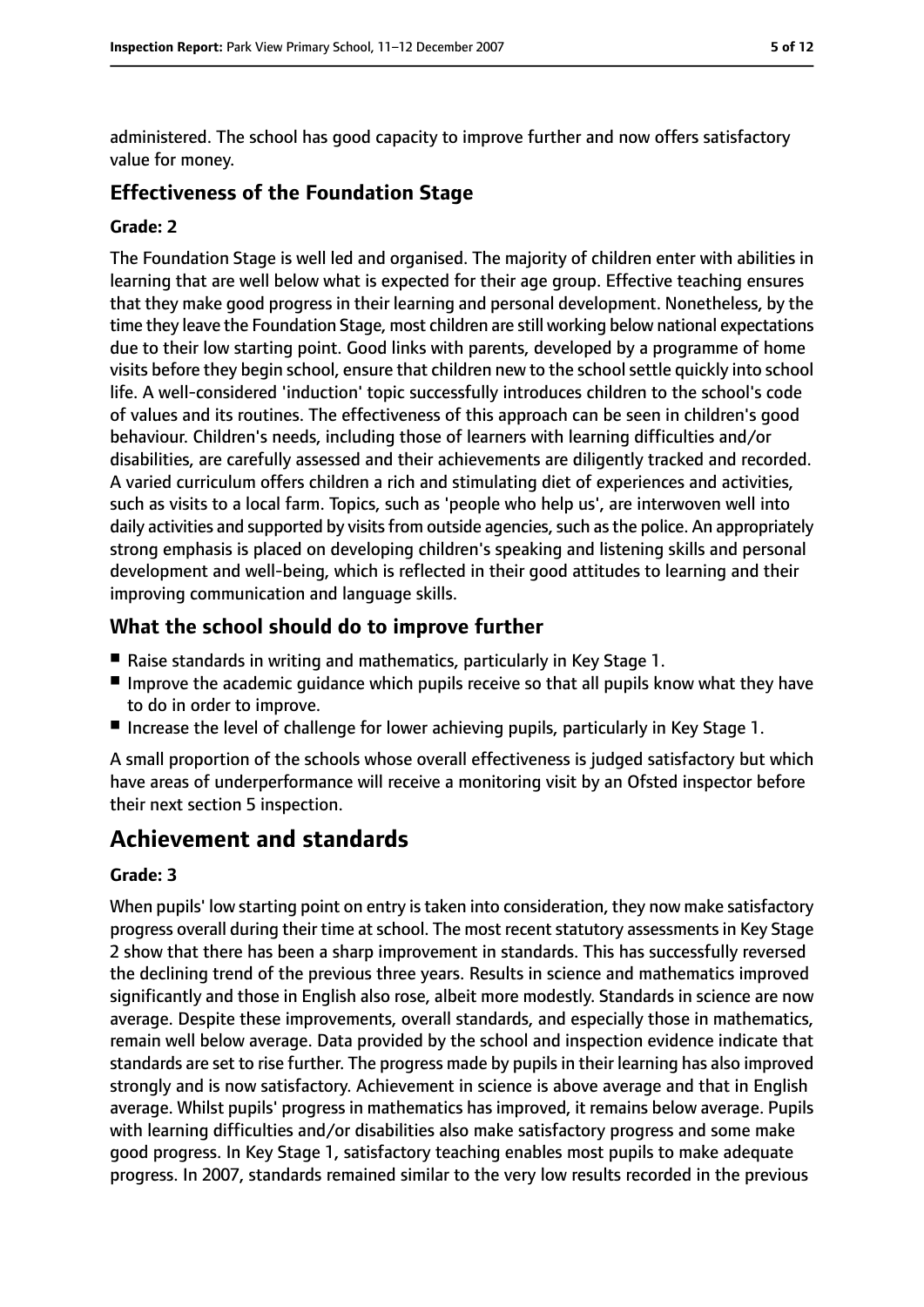administered. The school has good capacity to improve further and now offers satisfactory value for money.

### Effectiveness of the Foundation Stage

#### Grade: 2

The Foundation Stage is well led and organised. The majority of children enter with abilities in learning that are well below what is expected for their age group. Effective teaching ensures that they make good progress in their learning and personal development. Nonetheless, by the time they leave the Foundation Stage, most children are still working below national expectations due to their low starting point. Good links with parents, developed by a programme of home visits before they begin school, ensure that children new to the school settle quickly into school life. A well-considered 'induction' topic successfully introduces children to the school's code of values and its routines. The effectiveness of this approach can be seen in children's good behaviour. Children's needs, including those of learners with learning difficulties and/or disabilities, are carefully assessed and their achievements are diligently tracked and recorded. A varied curriculum offers children a rich and stimulating diet of experiences and activities, such as visits to a local farm. Topics, such as 'people who help us', are interwoven well into daily activities and supported by visits from outside agencies, such as the police. An appropriately strong emphasis is placed on developing children's speaking and listening skills and personal development and well-being, which is reflected in their good attitudes to learning and their improving communication and language skills.

### What the school should do to improve further

- Raise standards in writing and mathematics, particularly in Key Stage 1.
- Improve the academic guidance which pupils receive so that all pupils know what they have to do in order to improve.
- Increase the level of challenge for lower achieving pupils, particularly in Key Stage 1.

A small proportion of the schools whose overall effectiveness is judged satisfactory but which have areas of underperformance will receive a monitoring visit by an Ofsted inspector before their next section 5 inspection.

## Achievement and standards

#### Grade: 3

When pupils' low starting point on entry is taken into consideration, they now make satisfactory progress overall during their time at school. The most recent statutory assessments in Key Stage 2 show that there has been a sharp improvement in standards. This has successfully reversed the declining trend of the previous three years. Results in science and mathematics improved significantly and those in English also rose, albeit more modestly. Standards in science are now average. Despite these improvements, overall standards, and especially those in mathematics, remain well below average. Data provided by the school and inspection evidence indicate that standards are set to rise further. The progress made by pupils in their learning has also improved strongly and is now satisfactory. Achievement in science is above average and that in English average. Whilst pupils' progress in mathematics has improved, it remains below average. Pupils with learning difficulties and/or disabilities also make satisfactory progress and some make good progress. In Key Stage 1, satisfactory teaching enables most pupils to make adequate progress. In 2007, standards remained similar to the very low results recorded in the previous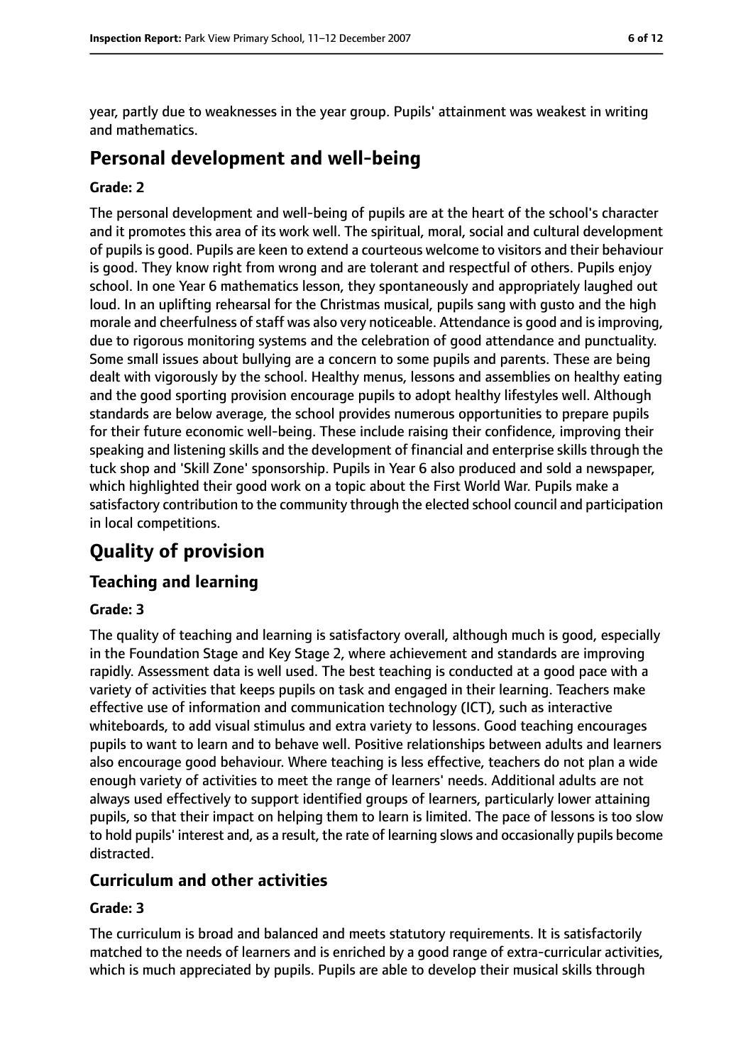year, partly due to weaknesses in the year group. Pupils' attainment was weakest in writing and mathematics.

# Personal development and well-being

#### Grade: 2

The personal development and well-being of pupils are at the heart of the school's character and it promotes this area of its work well. The spiritual, moral, social and cultural development of pupils is good. Pupils are keen to extend a courteous welcome to visitors and their behaviour is good. They know right from wrong and are tolerant and respectful of others. Pupils enjoy school. In one Year 6 mathematics lesson, they spontaneously and appropriately laughed out loud. In an uplifting rehearsal for the Christmas musical, pupils sang with gusto and the high morale and cheerfulness of staff was also very noticeable. Attendance is good and is improving, due to rigorous monitoring systems and the celebration of good attendance and punctuality. Some small issues about bullying are a concern to some pupils and parents. These are being dealt with vigorously by the school. Healthy menus, lessons and assemblies on healthy eating and the good sporting provision encourage pupils to adopt healthy lifestyles well. Although standards are below average, the school provides numerous opportunities to prepare pupils for their future economic well-being. These include raising their confidence, improving their speaking and listening skills and the development of financial and enterprise skills through the tuck shop and 'Skill Zone' sponsorship. Pupils in Year 6 also produced and sold a newspaper, which highlighted their good work on a topic about the First World War. Pupils make a satisfactory contribution to the community through the elected school council and participation in local competitions.

# Quality of provision

## Teaching and learning

#### Grade: 3

The quality of teaching and learning is satisfactory overall, although much is good, especially in the Foundation Stage and Key Stage 2, where achievement and standards are improving rapidly. Assessment data is well used. The best teaching is conducted at a good pace with a variety of activities that keeps pupils on task and engaged in their learning. Teachers make effective use of information and communication technology (ICT), such as interactive whiteboards, to add visual stimulus and extra variety to lessons. Good teaching encourages pupils to want to learn and to behave well. Positive relationships between adults and learners also encourage good behaviour. Where teaching is less effective, teachers do not plan a wide enough variety of activities to meet the range of learners' needs. Additional adults are not always used effectively to support identified groups of learners, particularly lower attaining pupils, so that their impact on helping them to learn is limited. The pace of lessons is too slow to hold pupils' interest and, as a result, the rate of learning slows and occasionally pupils become distracted.

## Curriculum and other activities

#### Grade: 3

The curriculum is broad and balanced and meets statutory requirements. It is satisfactorily matched to the needs of learners and is enriched by a good range of extra-curricular activities, which is much appreciated by pupils. Pupils are able to develop their musical skills through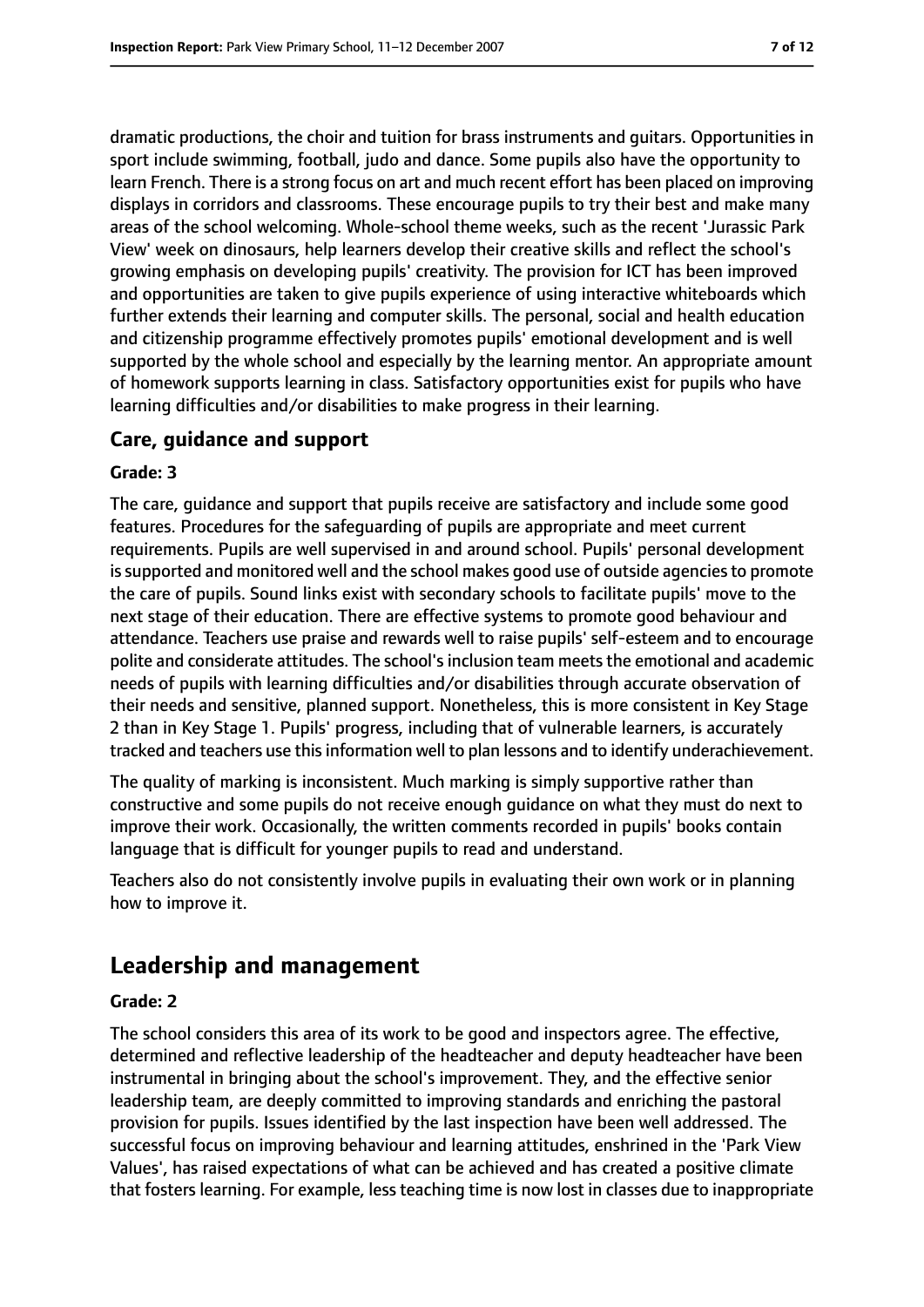dramatic productions, the choir and tuition for brass instruments and guitars. Opportunities in sport include swimming, football, judo and dance. Some pupils also have the opportunity to learn French. There is a strong focus on art and much recent effort has been placed on improving displays in corridors and classrooms. These encourage pupils to try their best and make many areas of the school welcoming. Whole-school theme weeks, such as the recent 'Jurassic Park View' week on dinosaurs, help learners develop their creative skills and reflect the school's growing emphasis on developing pupils' creativity. The provision for ICT has been improved and opportunities are taken to give pupils experience of using interactive whiteboards which further extends their learning and computer skills. The personal, social and health education and citizenship programme effectively promotes pupils' emotional development and is well supported by the whole school and especially by the learning mentor. An appropriate amount of homework supports learning in class. Satisfactory opportunities exist for pupils who have learning difficulties and/or disabilities to make progress in their learning.

### Care, guidance and support

#### Grade: 3

The care, guidance and support that pupils receive are satisfactory and include some good features. Procedures for the safeguarding of pupils are appropriate and meet current requirements. Pupils are well supervised in and around school. Pupils' personal development is supported and monitored well and the school makes good use of outside agencies to promote the care of pupils. Sound links exist with secondary schools to facilitate pupils' move to the next stage of their education. There are effective systems to promote good behaviour and attendance. Teachers use praise and rewards well to raise pupils' self-esteem and to encourage polite and considerate attitudes. The school's inclusion team meets the emotional and academic needs of pupils with learning difficulties and/or disabilities through accurate observation of their needs and sensitive, planned support. Nonetheless, this is more consistent in Key Stage 2 than in Key Stage 1. Pupils' progress, including that of vulnerable learners, is accurately tracked and teachers use this information well to plan lessons and to identify underachievement.

The quality of marking is inconsistent. Much marking is simply supportive rather than constructive and some pupils do not receive enough guidance on what they must do next to improve their work. Occasionally, the written comments recorded in pupils' books contain language that is difficult for younger pupils to read and understand.

Teachers also do not consistently involve pupils in evaluating their own work or in planning how to improve it.

## Leadership and management

#### Grade: 2

The school considers this area of its work to be good and inspectors agree. The effective, determined and reflective leadership of the headteacher and deputy headteacher have been instrumental in bringing about the school's improvement. They, and the effective senior leadership team, are deeply committed to improving standards and enriching the pastoral provision for pupils. Issues identified by the last inspection have been well addressed. The successful focus on improving behaviour and learning attitudes, enshrined in the 'Park View Values', has raised expectations of what can be achieved and has created a positive climate that fosters learning. For example, less teaching time is now lost in classes due to inappropriate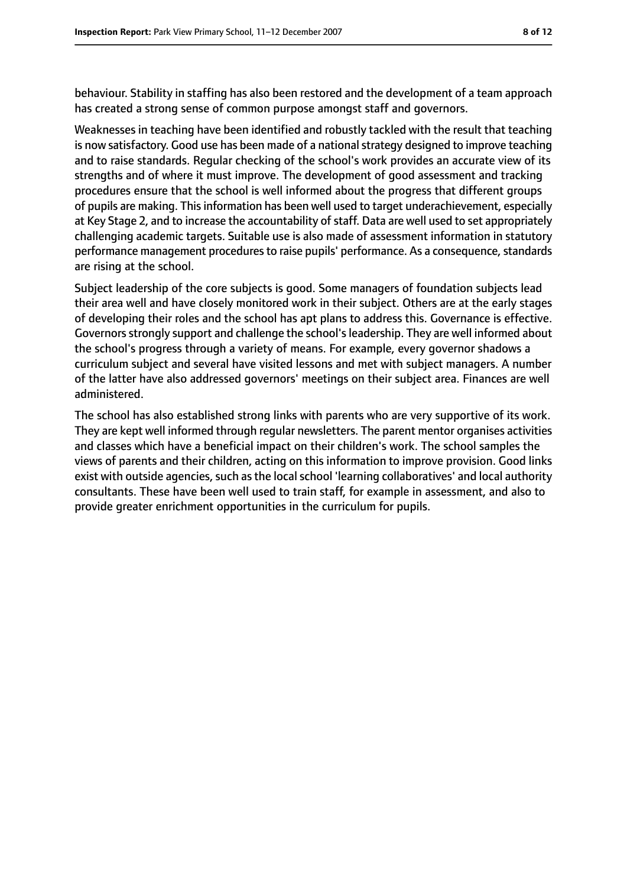behaviour. Stability in staffing has also been restored and the development of a team approach has created a strong sense of common purpose amongst staff and governors.

Weaknesses in teaching have been identified and robustly tackled with the result that teaching is now satisfactory. Good use has been made of a national strategy designed to improve teaching and to raise standards. Regular checking of the school's work provides an accurate view of its strengths and of where it must improve. The development of good assessment and tracking procedures ensure that the school is well informed about the progress that different groups of pupils are making. This information has been well used to target underachievement, especially at Key Stage 2, and to increase the accountability of staff. Data are well used to set appropriately challenging academic targets. Suitable use is also made of assessment information in statutory performance management procedures to raise pupils' performance. As a consequence, standards are rising at the school.

Subject leadership of the core subjects is good. Some managers of foundation subjects lead their area well and have closely monitored work in their subject. Others are at the early stages of developing their roles and the school has apt plans to address this. Governance is effective. Governors strongly support and challenge the school's leadership. They are well informed about the school's progress through a variety of means. For example, every governor shadows a curriculum subject and several have visited lessons and met with subject managers. A number of the latter have also addressed governors' meetings on their subject area. Finances are well administered.

The school has also established strong links with parents who are very supportive of its work. They are kept well informed through regular newsletters. The parent mentor organises activities and classes which have a beneficial impact on their children's work. The school samples the views of parents and their children, acting on this information to improve provision. Good links exist with outside agencies, such as the local school 'learning collaboratives' and local authority consultants. These have been well used to train staff, for example in assessment, and also to provide greater enrichment opportunities in the curriculum for pupils.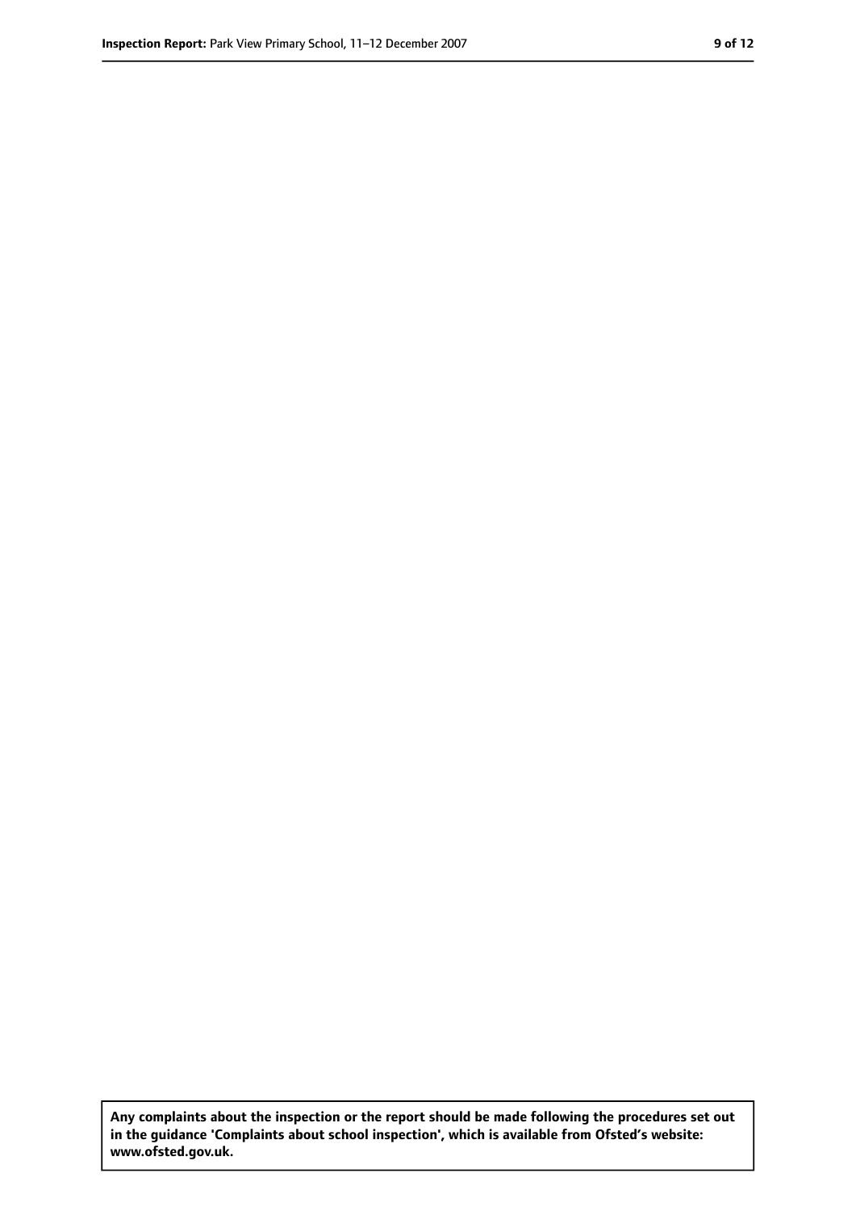**Any complaints about the inspection or the report should be made following the procedures set out in the guidance 'Complaints about school inspection', which is available from Ofsted's website: www.ofsted.gov.uk.**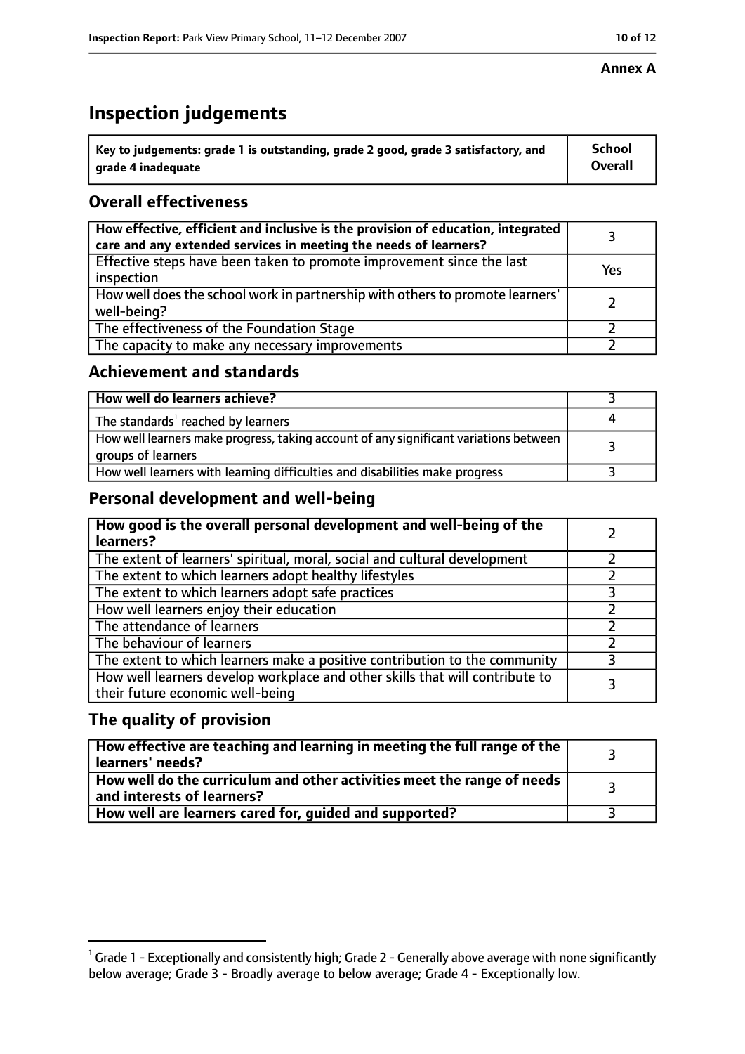**Annex A**

# Inspection judgements

| Key to judgements: grade 1 is outstanding, grade 2 good, grade 3 satisfactory, and grade 4 inadequate | School Overall |
|---|---|

## Overall effectiveness

| | |
|---|---|
| How effective, efficient and inclusive is the provision of education, integrated care and any extended services in meeting the needs of learners? | 3 |
| Effective steps have been taken to promote improvement since the last inspection | Yes |
| How well does the school work in partnership with others to promote learners' well-being? | 2 |
| The effectiveness of the Foundation Stage | 2 |
| The capacity to make any necessary improvements | 2 |

## Achievement and standards

| | |
|---|---|
| **How well do learners achieve?** | 3 |
| The standards[1] reached by learners | 4 |
| How well learners make progress, taking account of any significant variations between groups of learners | 3 |
| How well learners with learning difficulties and disabilities make progress | 3 |

## Personal development and well-being

| | |
|---|---|
| **How good is the overall personal development and well-being of the learners?** | 2 |
| The extent of learners' spiritual, moral, social and cultural development | 2 |
| The extent to which learners adopt healthy lifestyles | 2 |
| The extent to which learners adopt safe practices | 3 |
| How well learners enjoy their education | 2 |
| The attendance of learners | 2 |
| The behaviour of learners | 2 |
| The extent to which learners make a positive contribution to the community | 3 |
| How well learners develop workplace and other skills that will contribute to their future economic well-being | 3 |

## The quality of provision

| | |
|---|---|
| **How effective are teaching and learning in meeting the full range of the learners' needs?** | 3 |
| **How well do the curriculum and other activities meet the range of needs and interests of learners?** | 3 |
| **How well are learners cared for, guided and supported?** | 3 |

[1] Grade 1 - Exceptionally and consistently high; Grade 2 - Generally above average with none significantly below average; Grade 3 - Broadly average to below average; Grade 4 - Exceptionally low.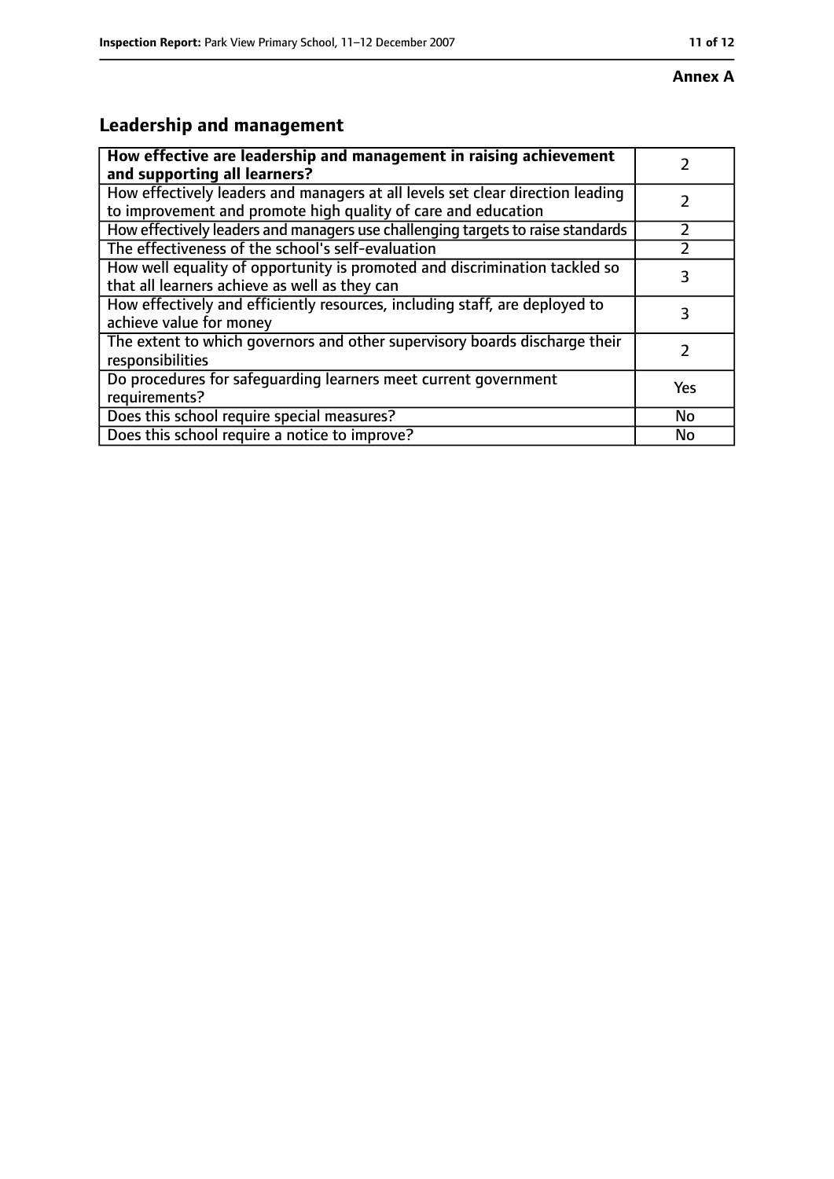**Annex A**

## Leadership and management

| **How effective are leadership and management in raising achievement and supporting all learners?** | 2 |
|---|---|
| How effectively leaders and managers at all levels set clear direction leading to improvement and promote high quality of care and education | 2 |
| How effectively leaders and managers use challenging targets to raise standards | 2 |
| The effectiveness of the school's self-evaluation | 2 |
| How well equality of opportunity is promoted and discrimination tackled so that all learners achieve as well as they can | 3 |
| How effectively and efficiently resources, including staff, are deployed to achieve value for money | 3 |
| The extent to which governors and other supervisory boards discharge their responsibilities | 2 |
| Do procedures for safeguarding learners meet current government requirements? | Yes |
| Does this school require special measures? | No |
| Does this school require a notice to improve? | No |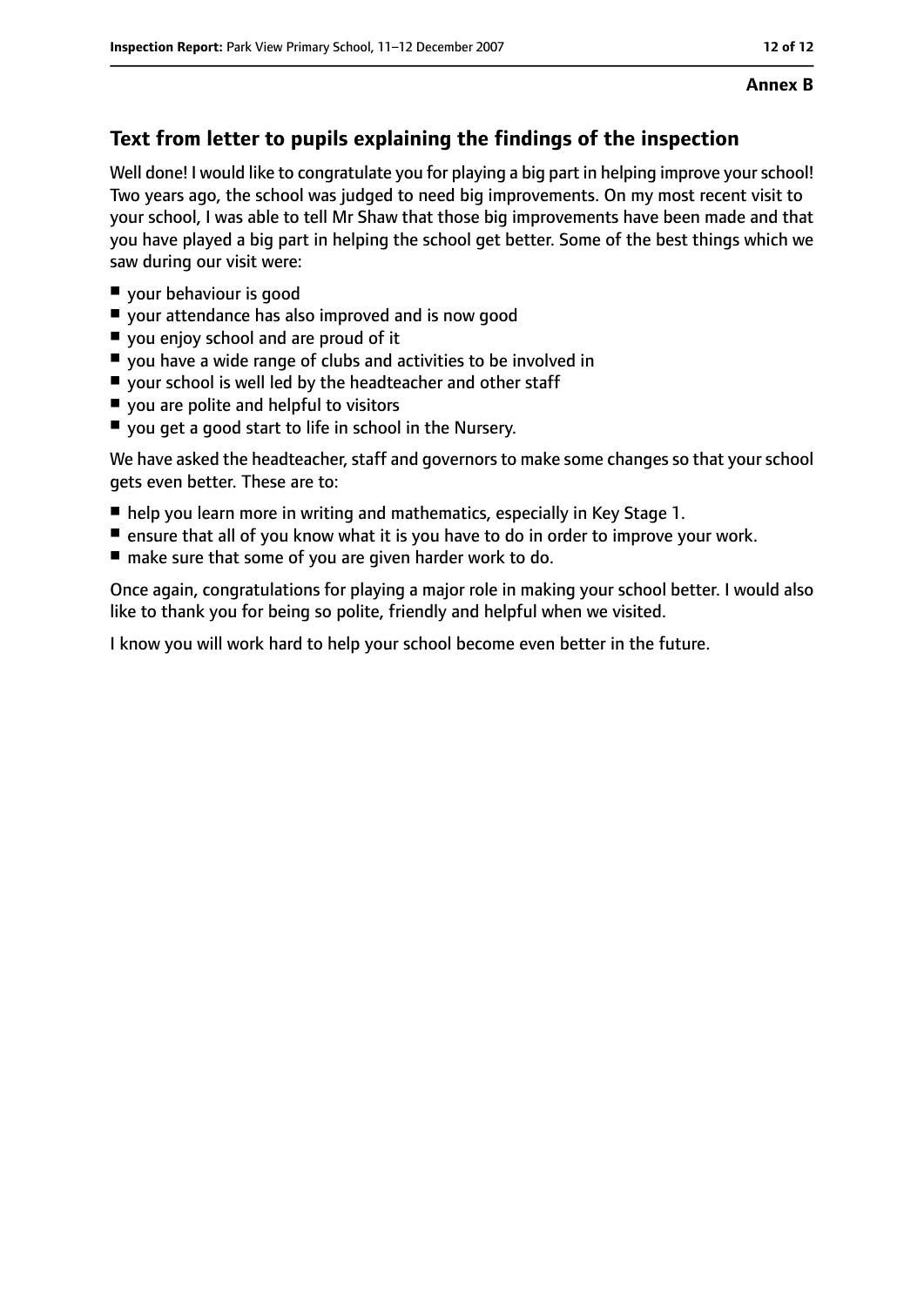**Annex B**

## Text from letter to pupils explaining the findings of the inspection

Well done! I would like to congratulate you for playing a big part in helping improve your school! Two years ago, the school was judged to need big improvements. On my most recent visit to your school, I was able to tell Mr Shaw that those big improvements have been made and that you have played a big part in helping the school get better. Some of the best things which we saw during our visit were:

- your behaviour is good
- your attendance has also improved and is now good
- you enjoy school and are proud of it
- you have a wide range of clubs and activities to be involved in
- your school is well led by the headteacher and other staff
- you are polite and helpful to visitors
- you get a good start to life in school in the Nursery.

We have asked the headteacher, staff and governors to make some changes so that your school gets even better. These are to:

- help you learn more in writing and mathematics, especially in Key Stage 1.
- ensure that all of you know what it is you have to do in order to improve your work.
- make sure that some of you are given harder work to do.

Once again, congratulations for playing a major role in making your school better. I would also like to thank you for being so polite, friendly and helpful when we visited.

I know you will work hard to help your school become even better in the future.